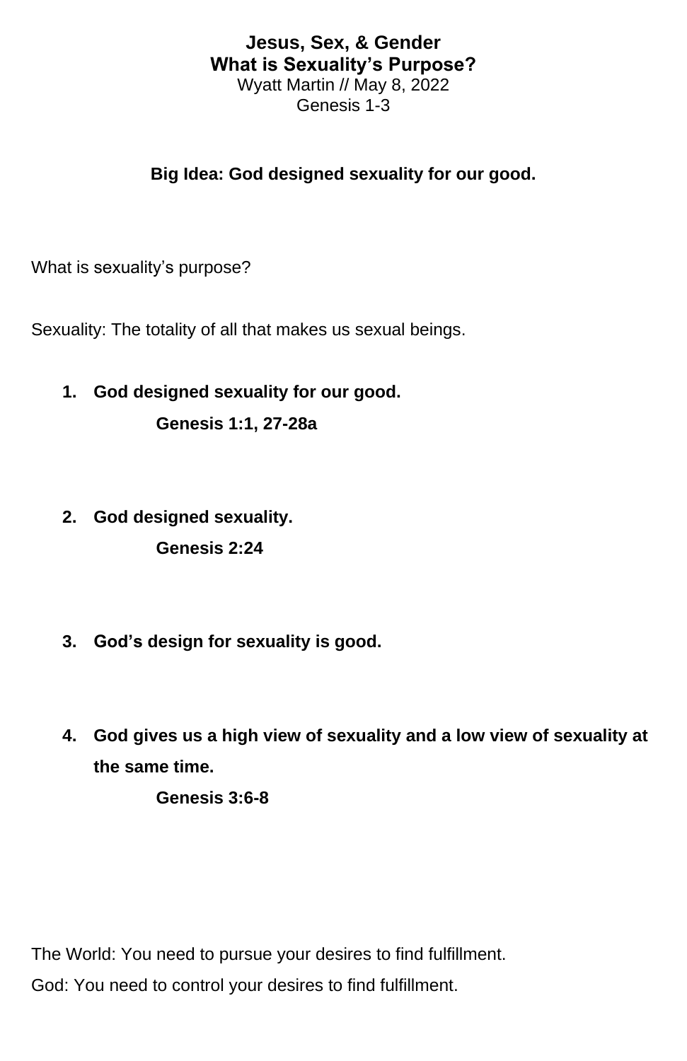# Jesus, Sex, & Gender
## What is Sexuality's Purpose?

Wyatt Martin // May 8, 2022
Genesis 1-3

**Big Idea: God designed sexuality for our good.**

What is sexuality's purpose?

Sexuality: The totality of all that makes us sexual beings.

1. **God designed sexuality for our good.**

   **Genesis 1:1, 27-28a**

2. **God designed sexuality.**

   **Genesis 2:24**

3. **God's design for sexuality is good.**

4. **God gives us a high view of sexuality and a low view of sexuality at the same time.**

   **Genesis 3:6-8**

The World: You need to pursue your desires to find fulfillment.
God: You need to control your desires to find fulfillment.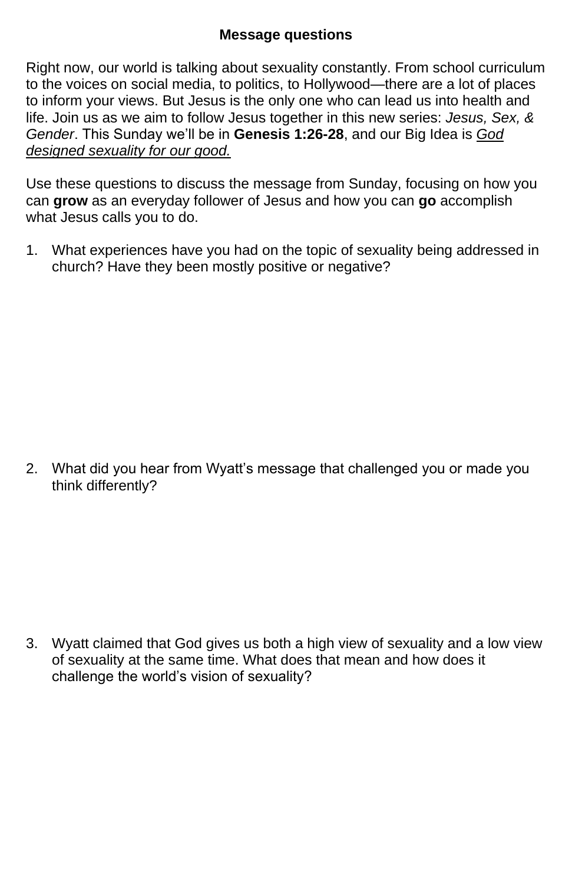**Message questions**

Right now, our world is talking about sexuality constantly. From school curriculum to the voices on social media, to politics, to Hollywood—there are a lot of places to inform your views. But Jesus is the only one who can lead us into health and life. Join us as we aim to follow Jesus together in this new series: *Jesus, Sex, & Gender*. This Sunday we'll be in **Genesis 1:26-28**, and our Big Idea is <u>God designed sexuality for our good.</u>

Use these questions to discuss the message from Sunday, focusing on how you can **grow** as an everyday follower of Jesus and how you can **go** accomplish what Jesus calls you to do.

1. What experiences have you had on the topic of sexuality being addressed in church? Have they been mostly positive or negative?

2. What did you hear from Wyatt's message that challenged you or made you think differently?

3. Wyatt claimed that God gives us both a high view of sexuality and a low view of sexuality at the same time. What does that mean and how does it challenge the world's vision of sexuality?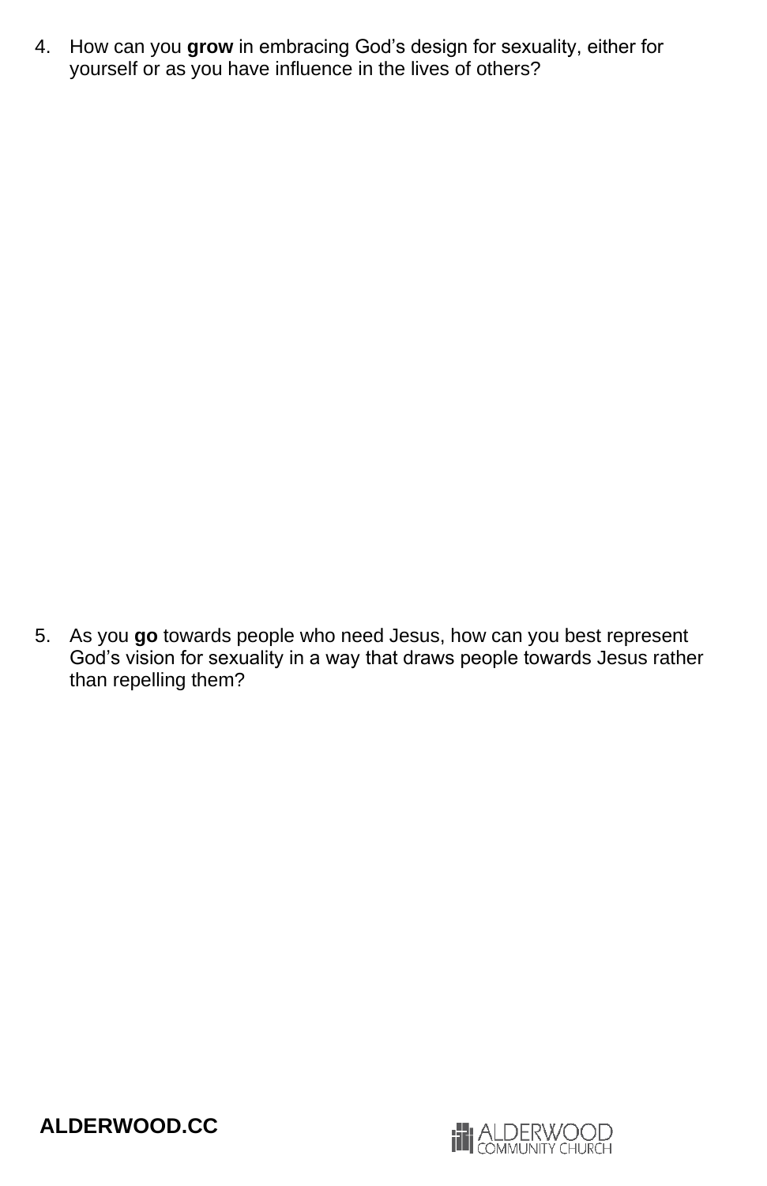4. How can you **grow** in embracing God's design for sexuality, either for yourself or as you have influence in the lives of others?

5. As you **go** towards people who need Jesus, how can you best represent God's vision for sexuality in a way that draws people towards Jesus rather than repelling them?

**ALDERWOOD.CC**

ALDERWOOD COMMUNITY CHURCH